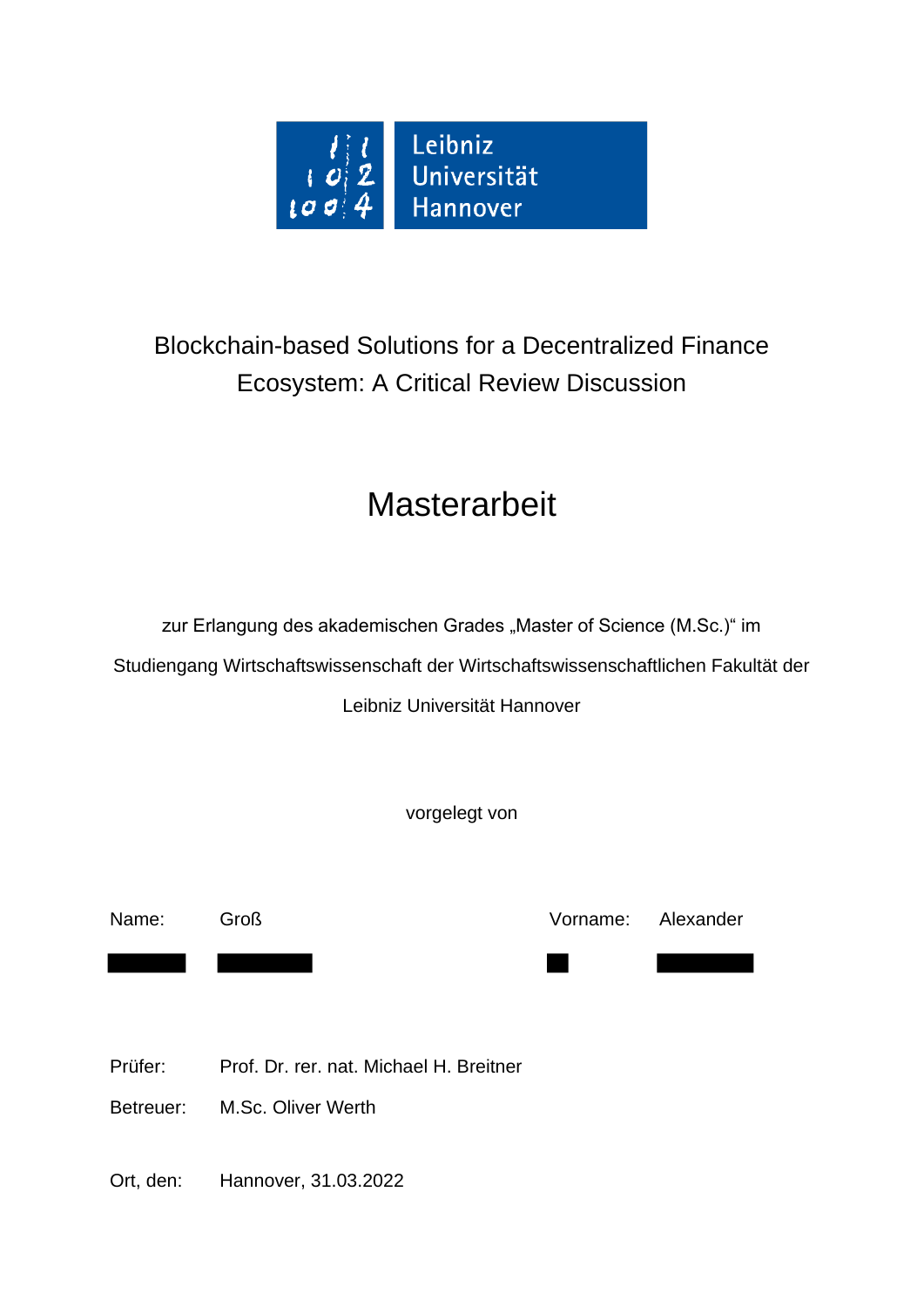Leibniz Universität Hannover

# Blockchain-based Solutions for a Decentralized Finance Ecosystem: A Critical Review Discussion

## Masterarbeit

zur Erlangung des akademischen Grades „Master of Science (M.Sc.)“ im

Studiengang Wirtschaftswissenschaft der Wirtschaftswissenschaftlichen Fakultät der

Leibniz Universität Hannover

vorgelegt von

Name: Groß Vorname: Alexander

Prüfer: Prof. Dr. rer. nat. Michael H. Breitner

Betreuer: M.Sc. Oliver Werth

Ort, den: Hannover, 31.03.2022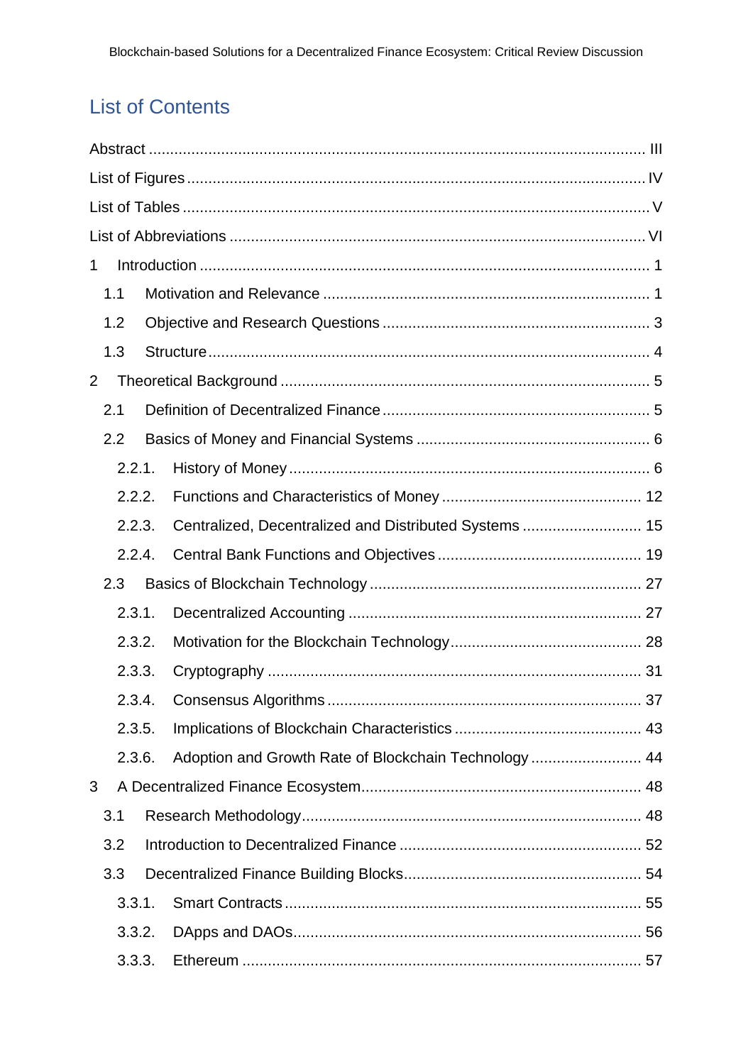# List of Contents

Abstract ..... III

List of Figures ..... IV

List of Tables ..... V

List of Abbreviations ..... VI

1 Introduction ..... 1

- 1.1 Motivation and Relevance ..... 1
- 1.2 Objective and Research Questions ..... 3
- 1.3 Structure ..... 4

2 Theoretical Background ..... 5

- 2.1 Definition of Decentralized Finance ..... 5
- 2.2 Basics of Money and Financial Systems ..... 6
  - 2.2.1. History of Money ..... 6
  - 2.2.2. Functions and Characteristics of Money ..... 12
  - 2.2.3. Centralized, Decentralized and Distributed Systems ..... 15
  - 2.2.4. Central Bank Functions and Objectives ..... 19
- 2.3 Basics of Blockchain Technology ..... 27
  - 2.3.1. Decentralized Accounting ..... 27
  - 2.3.2. Motivation for the Blockchain Technology ..... 28
  - 2.3.3. Cryptography ..... 31
  - 2.3.4. Consensus Algorithms ..... 37
  - 2.3.5. Implications of Blockchain Characteristics ..... 43
  - 2.3.6. Adoption and Growth Rate of Blockchain Technology ..... 44

3 A Decentralized Finance Ecosystem ..... 48

- 3.1 Research Methodology ..... 48
- 3.2 Introduction to Decentralized Finance ..... 52
- 3.3 Decentralized Finance Building Blocks ..... 54
  - 3.3.1. Smart Contracts ..... 55
  - 3.3.2. DApps and DAOs ..... 56
  - 3.3.3. Ethereum ..... 57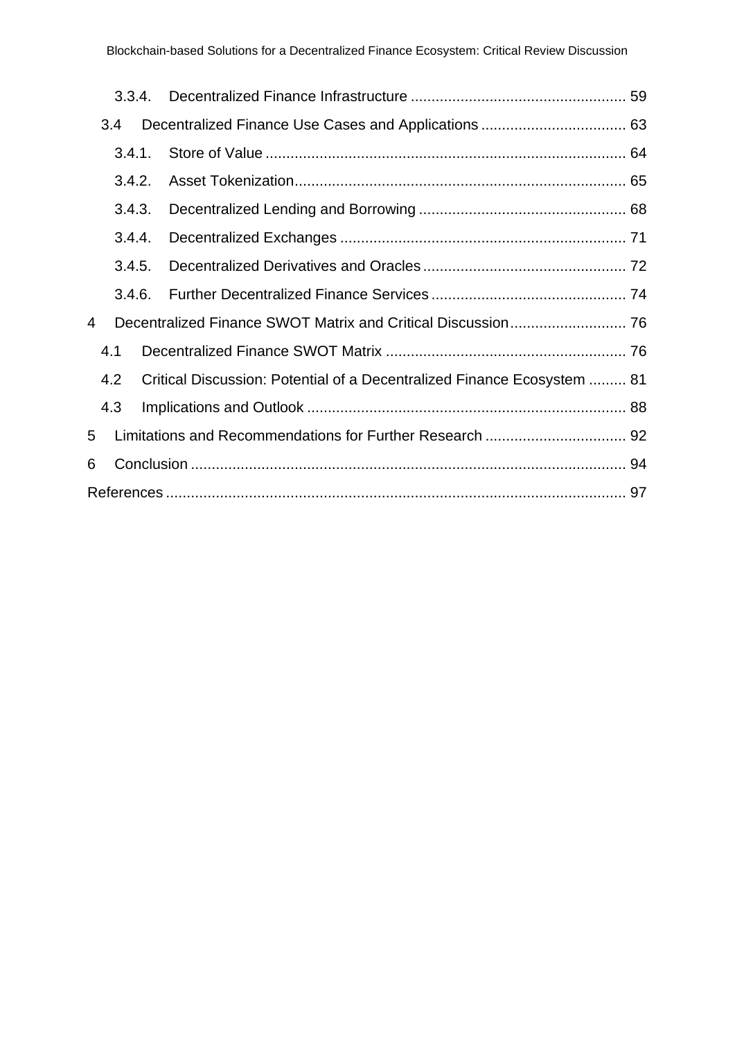3.3.4. Decentralized Finance Infrastructure ... 59

3.4 Decentralized Finance Use Cases and Applications ... 63

3.4.1. Store of Value ... 64

3.4.2. Asset Tokenization... 65

3.4.3. Decentralized Lending and Borrowing ... 68

3.4.4. Decentralized Exchanges ... 71

3.4.5. Decentralized Derivatives and Oracles ... 72

3.4.6. Further Decentralized Finance Services ... 74

4 Decentralized Finance SWOT Matrix and Critical Discussion... 76

4.1 Decentralized Finance SWOT Matrix ... 76

4.2 Critical Discussion: Potential of a Decentralized Finance Ecosystem ... 81

4.3 Implications and Outlook ... 88

5 Limitations and Recommendations for Further Research ... 92

6 Conclusion ... 94

References ... 97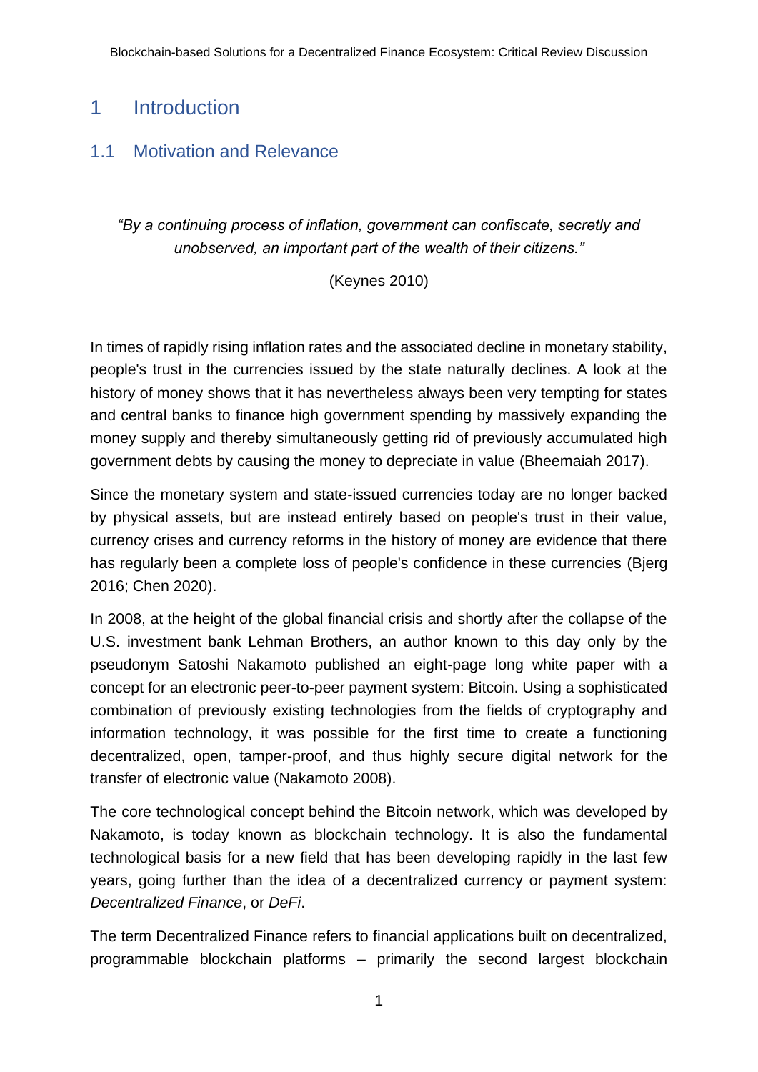# 1 Introduction

## 1.1 Motivation and Relevance

> *"By a continuing process of inflation, government can confiscate, secretly and unobserved, an important part of the wealth of their citizens."*
>
> (Keynes 2010)

In times of rapidly rising inflation rates and the associated decline in monetary stability, people's trust in the currencies issued by the state naturally declines. A look at the history of money shows that it has nevertheless always been very tempting for states and central banks to finance high government spending by massively expanding the money supply and thereby simultaneously getting rid of previously accumulated high government debts by causing the money to depreciate in value (Bheemaiah 2017).

Since the monetary system and state-issued currencies today are no longer backed by physical assets, but are instead entirely based on people's trust in their value, currency crises and currency reforms in the history of money are evidence that there has regularly been a complete loss of people's confidence in these currencies (Bjerg 2016; Chen 2020).

In 2008, at the height of the global financial crisis and shortly after the collapse of the U.S. investment bank Lehman Brothers, an author known to this day only by the pseudonym Satoshi Nakamoto published an eight-page long white paper with a concept for an electronic peer-to-peer payment system: Bitcoin. Using a sophisticated combination of previously existing technologies from the fields of cryptography and information technology, it was possible for the first time to create a functioning decentralized, open, tamper-proof, and thus highly secure digital network for the transfer of electronic value (Nakamoto 2008).

The core technological concept behind the Bitcoin network, which was developed by Nakamoto, is today known as blockchain technology. It is also the fundamental technological basis for a new field that has been developing rapidly in the last few years, going further than the idea of a decentralized currency or payment system: *Decentralized Finance*, or *DeFi*.

The term Decentralized Finance refers to financial applications built on decentralized, programmable blockchain platforms – primarily the second largest blockchain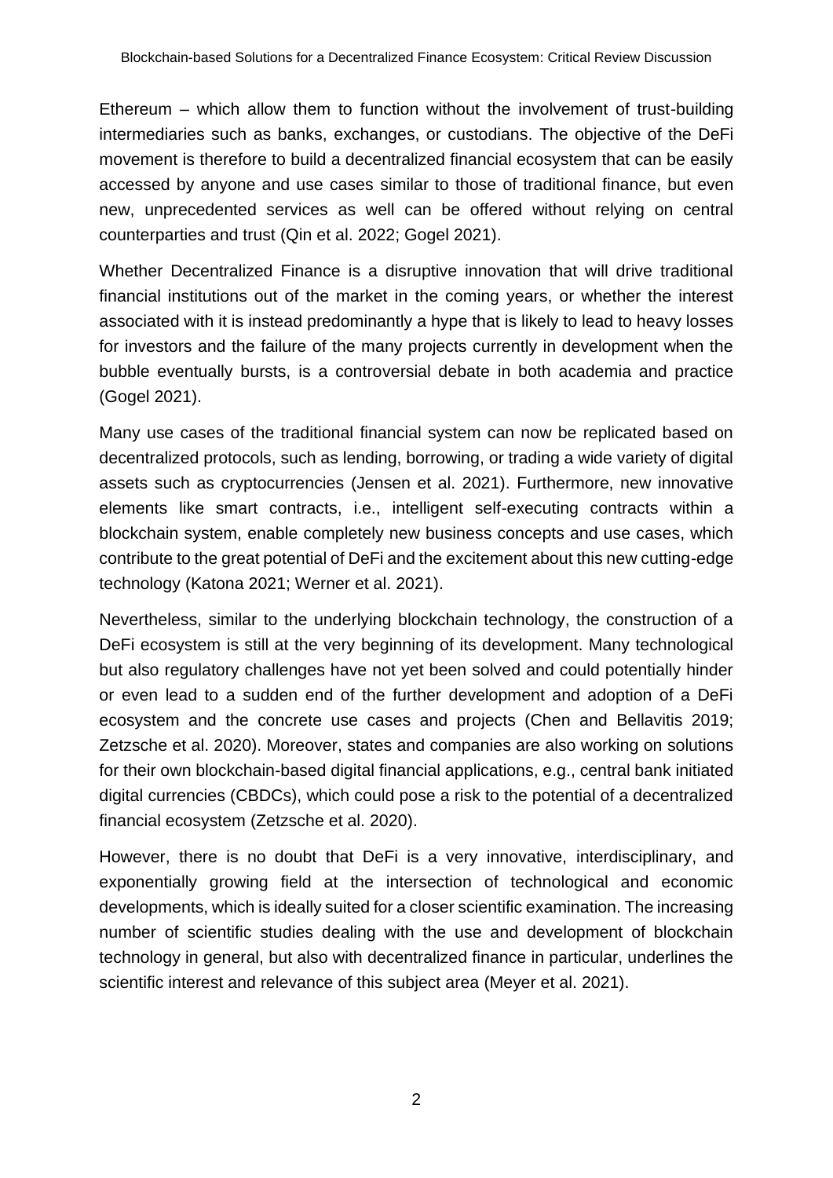Ethereum – which allow them to function without the involvement of trust-building intermediaries such as banks, exchanges, or custodians. The objective of the DeFi movement is therefore to build a decentralized financial ecosystem that can be easily accessed by anyone and use cases similar to those of traditional finance, but even new, unprecedented services as well can be offered without relying on central counterparties and trust (Qin et al. 2022; Gogel 2021).

Whether Decentralized Finance is a disruptive innovation that will drive traditional financial institutions out of the market in the coming years, or whether the interest associated with it is instead predominantly a hype that is likely to lead to heavy losses for investors and the failure of the many projects currently in development when the bubble eventually bursts, is a controversial debate in both academia and practice (Gogel 2021).

Many use cases of the traditional financial system can now be replicated based on decentralized protocols, such as lending, borrowing, or trading a wide variety of digital assets such as cryptocurrencies (Jensen et al. 2021). Furthermore, new innovative elements like smart contracts, i.e., intelligent self-executing contracts within a blockchain system, enable completely new business concepts and use cases, which contribute to the great potential of DeFi and the excitement about this new cutting-edge technology (Katona 2021; Werner et al. 2021).

Nevertheless, similar to the underlying blockchain technology, the construction of a DeFi ecosystem is still at the very beginning of its development. Many technological but also regulatory challenges have not yet been solved and could potentially hinder or even lead to a sudden end of the further development and adoption of a DeFi ecosystem and the concrete use cases and projects (Chen and Bellavitis 2019; Zetzsche et al. 2020). Moreover, states and companies are also working on solutions for their own blockchain-based digital financial applications, e.g., central bank initiated digital currencies (CBDCs), which could pose a risk to the potential of a decentralized financial ecosystem (Zetzsche et al. 2020).

However, there is no doubt that DeFi is a very innovative, interdisciplinary, and exponentially growing field at the intersection of technological and economic developments, which is ideally suited for a closer scientific examination. The increasing number of scientific studies dealing with the use and development of blockchain technology in general, but also with decentralized finance in particular, underlines the scientific interest and relevance of this subject area (Meyer et al. 2021).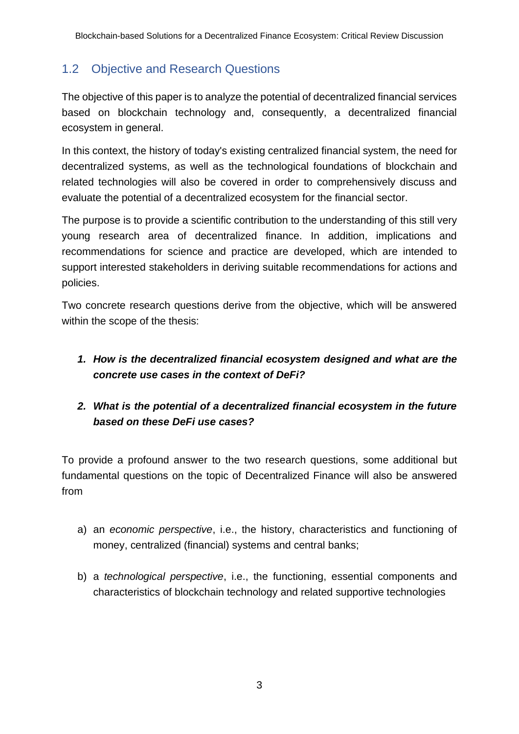## 1.2 Objective and Research Questions

The objective of this paper is to analyze the potential of decentralized financial services based on blockchain technology and, consequently, a decentralized financial ecosystem in general.

In this context, the history of today's existing centralized financial system, the need for decentralized systems, as well as the technological foundations of blockchain and related technologies will also be covered in order to comprehensively discuss and evaluate the potential of a decentralized ecosystem for the financial sector.

The purpose is to provide a scientific contribution to the understanding of this still very young research area of decentralized finance. In addition, implications and recommendations for science and practice are developed, which are intended to support interested stakeholders in deriving suitable recommendations for actions and policies.

Two concrete research questions derive from the objective, which will be answered within the scope of the thesis:

1. ***How is the decentralized financial ecosystem designed and what are the concrete use cases in the context of DeFi?***

2. ***What is the potential of a decentralized financial ecosystem in the future based on these DeFi use cases?***

To provide a profound answer to the two research questions, some additional but fundamental questions on the topic of Decentralized Finance will also be answered from

a) an *economic perspective*, i.e., the history, characteristics and functioning of money, centralized (financial) systems and central banks;

b) a *technological perspective*, i.e., the functioning, essential components and characteristics of blockchain technology and related supportive technologies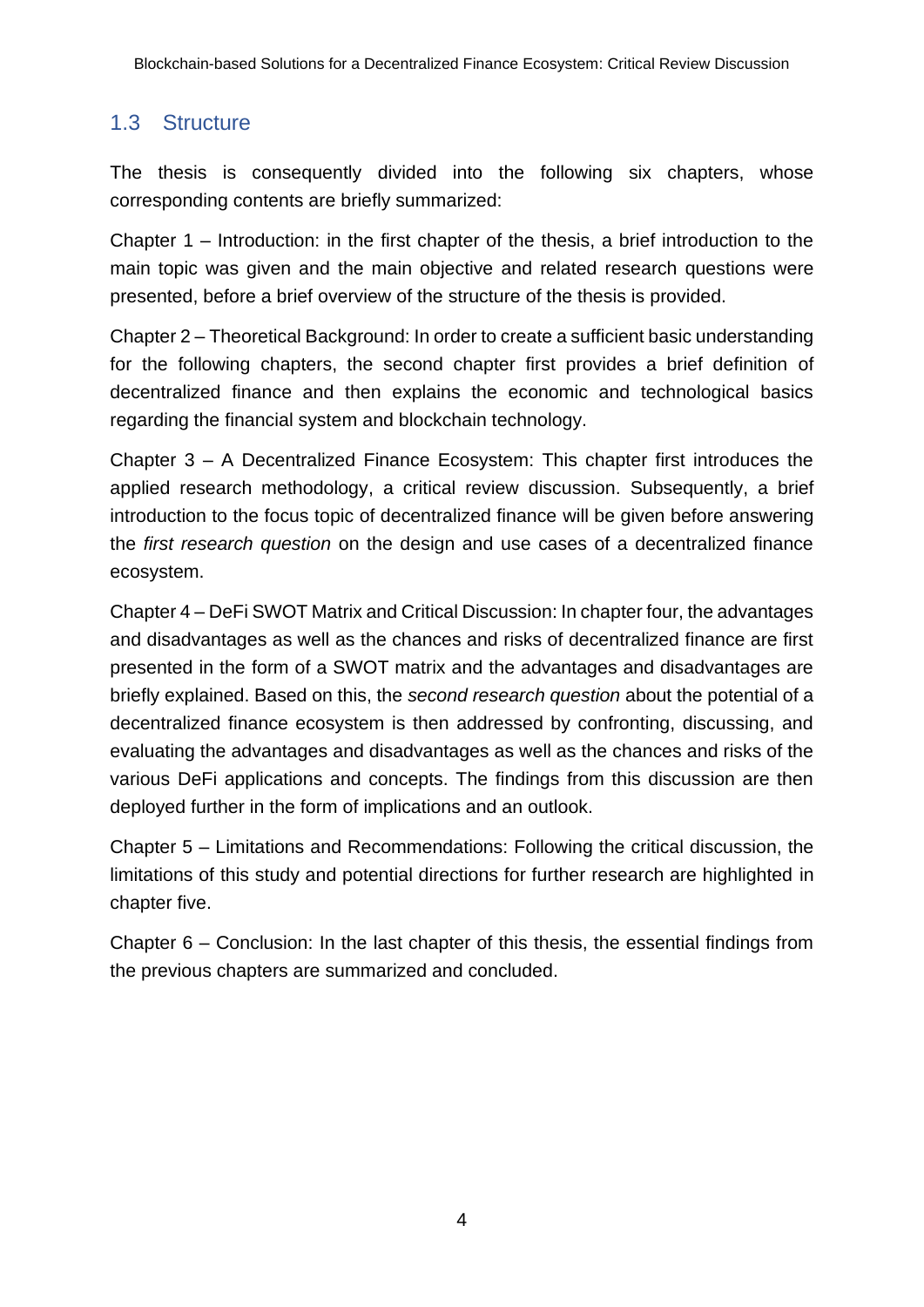## 1.3 Structure

The thesis is consequently divided into the following six chapters, whose corresponding contents are briefly summarized:

Chapter 1 – Introduction: in the first chapter of the thesis, a brief introduction to the main topic was given and the main objective and related research questions were presented, before a brief overview of the structure of the thesis is provided.

Chapter 2 – Theoretical Background: In order to create a sufficient basic understanding for the following chapters, the second chapter first provides a brief definition of decentralized finance and then explains the economic and technological basics regarding the financial system and blockchain technology.

Chapter 3 – A Decentralized Finance Ecosystem: This chapter first introduces the applied research methodology, a critical review discussion. Subsequently, a brief introduction to the focus topic of decentralized finance will be given before answering the *first research question* on the design and use cases of a decentralized finance ecosystem.

Chapter 4 – DeFi SWOT Matrix and Critical Discussion: In chapter four, the advantages and disadvantages as well as the chances and risks of decentralized finance are first presented in the form of a SWOT matrix and the advantages and disadvantages are briefly explained. Based on this, the *second research question* about the potential of a decentralized finance ecosystem is then addressed by confronting, discussing, and evaluating the advantages and disadvantages as well as the chances and risks of the various DeFi applications and concepts. The findings from this discussion are then deployed further in the form of implications and an outlook.

Chapter 5 – Limitations and Recommendations: Following the critical discussion, the limitations of this study and potential directions for further research are highlighted in chapter five.

Chapter 6 – Conclusion: In the last chapter of this thesis, the essential findings from the previous chapters are summarized and concluded.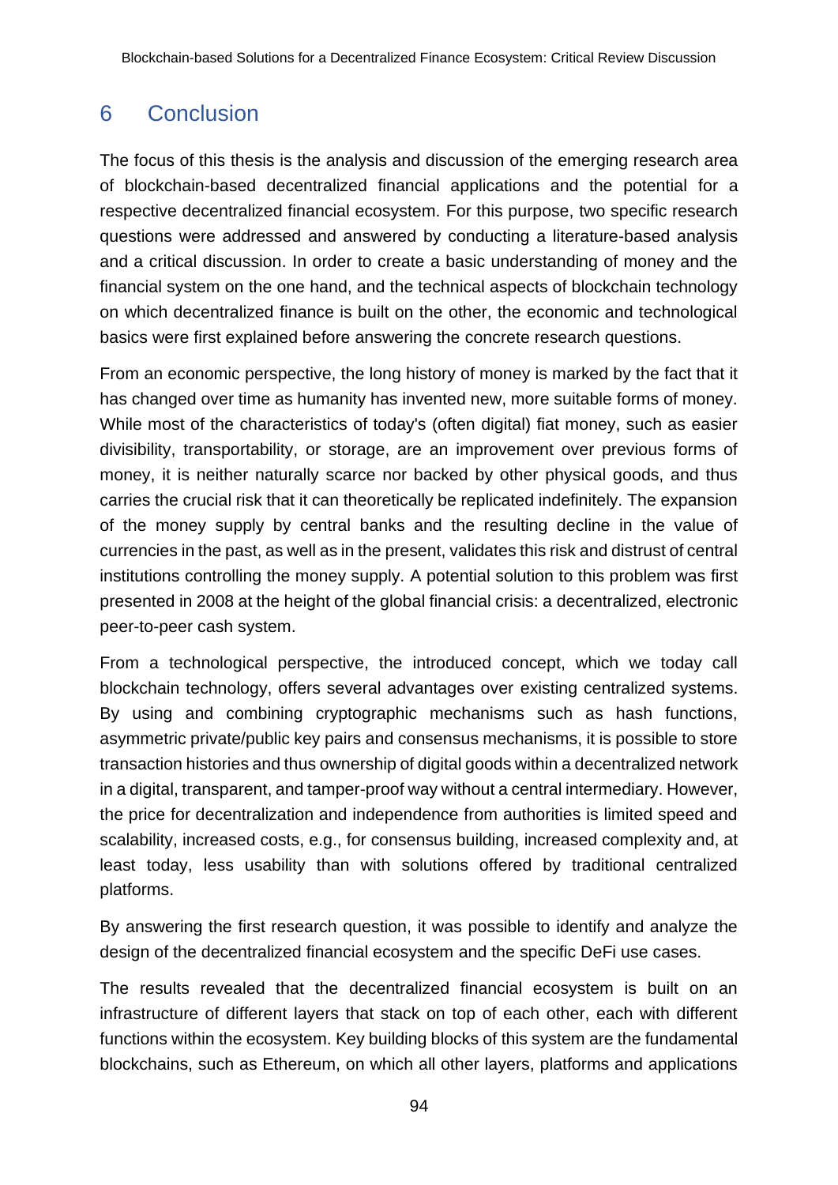# 6 Conclusion

The focus of this thesis is the analysis and discussion of the emerging research area of blockchain-based decentralized financial applications and the potential for a respective decentralized financial ecosystem. For this purpose, two specific research questions were addressed and answered by conducting a literature-based analysis and a critical discussion. In order to create a basic understanding of money and the financial system on the one hand, and the technical aspects of blockchain technology on which decentralized finance is built on the other, the economic and technological basics were first explained before answering the concrete research questions.

From an economic perspective, the long history of money is marked by the fact that it has changed over time as humanity has invented new, more suitable forms of money. While most of the characteristics of today's (often digital) fiat money, such as easier divisibility, transportability, or storage, are an improvement over previous forms of money, it is neither naturally scarce nor backed by other physical goods, and thus carries the crucial risk that it can theoretically be replicated indefinitely. The expansion of the money supply by central banks and the resulting decline in the value of currencies in the past, as well as in the present, validates this risk and distrust of central institutions controlling the money supply. A potential solution to this problem was first presented in 2008 at the height of the global financial crisis: a decentralized, electronic peer-to-peer cash system.

From a technological perspective, the introduced concept, which we today call blockchain technology, offers several advantages over existing centralized systems. By using and combining cryptographic mechanisms such as hash functions, asymmetric private/public key pairs and consensus mechanisms, it is possible to store transaction histories and thus ownership of digital goods within a decentralized network in a digital, transparent, and tamper-proof way without a central intermediary. However, the price for decentralization and independence from authorities is limited speed and scalability, increased costs, e.g., for consensus building, increased complexity and, at least today, less usability than with solutions offered by traditional centralized platforms.

By answering the first research question, it was possible to identify and analyze the design of the decentralized financial ecosystem and the specific DeFi use cases.

The results revealed that the decentralized financial ecosystem is built on an infrastructure of different layers that stack on top of each other, each with different functions within the ecosystem. Key building blocks of this system are the fundamental blockchains, such as Ethereum, on which all other layers, platforms and applications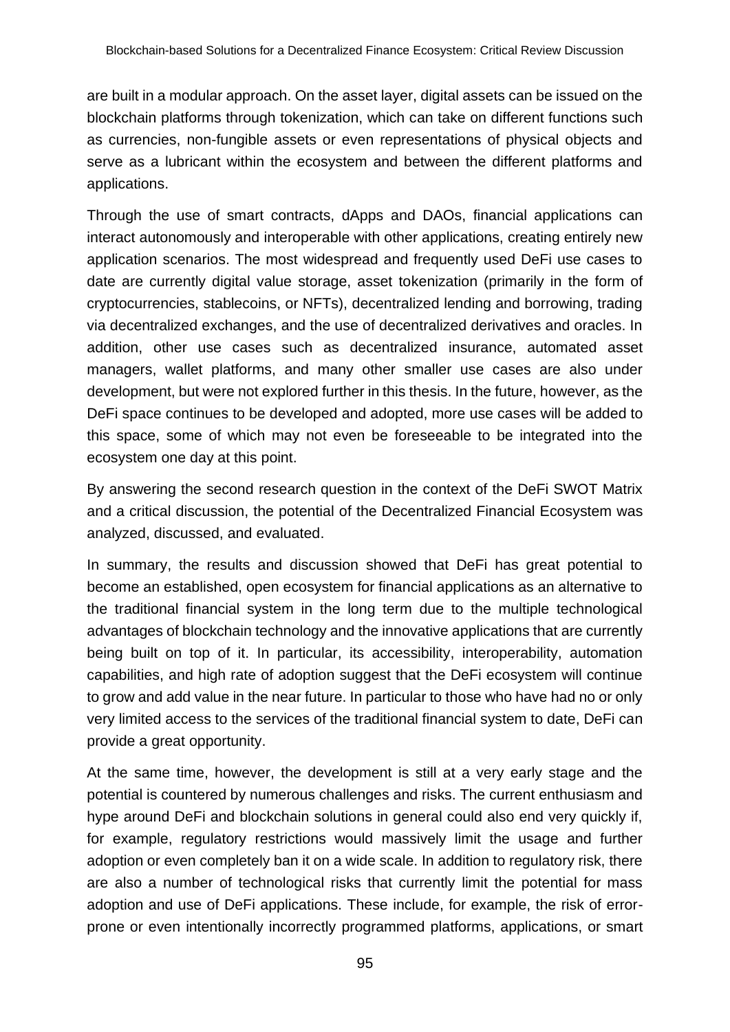are built in a modular approach. On the asset layer, digital assets can be issued on the blockchain platforms through tokenization, which can take on different functions such as currencies, non-fungible assets or even representations of physical objects and serve as a lubricant within the ecosystem and between the different platforms and applications.

Through the use of smart contracts, dApps and DAOs, financial applications can interact autonomously and interoperable with other applications, creating entirely new application scenarios. The most widespread and frequently used DeFi use cases to date are currently digital value storage, asset tokenization (primarily in the form of cryptocurrencies, stablecoins, or NFTs), decentralized lending and borrowing, trading via decentralized exchanges, and the use of decentralized derivatives and oracles. In addition, other use cases such as decentralized insurance, automated asset managers, wallet platforms, and many other smaller use cases are also under development, but were not explored further in this thesis. In the future, however, as the DeFi space continues to be developed and adopted, more use cases will be added to this space, some of which may not even be foreseeable to be integrated into the ecosystem one day at this point.

By answering the second research question in the context of the DeFi SWOT Matrix and a critical discussion, the potential of the Decentralized Financial Ecosystem was analyzed, discussed, and evaluated.

In summary, the results and discussion showed that DeFi has great potential to become an established, open ecosystem for financial applications as an alternative to the traditional financial system in the long term due to the multiple technological advantages of blockchain technology and the innovative applications that are currently being built on top of it. In particular, its accessibility, interoperability, automation capabilities, and high rate of adoption suggest that the DeFi ecosystem will continue to grow and add value in the near future. In particular to those who have had no or only very limited access to the services of the traditional financial system to date, DeFi can provide a great opportunity.

At the same time, however, the development is still at a very early stage and the potential is countered by numerous challenges and risks. The current enthusiasm and hype around DeFi and blockchain solutions in general could also end very quickly if, for example, regulatory restrictions would massively limit the usage and further adoption or even completely ban it on a wide scale. In addition to regulatory risk, there are also a number of technological risks that currently limit the potential for mass adoption and use of DeFi applications. These include, for example, the risk of error-prone or even intentionally incorrectly programmed platforms, applications, or smart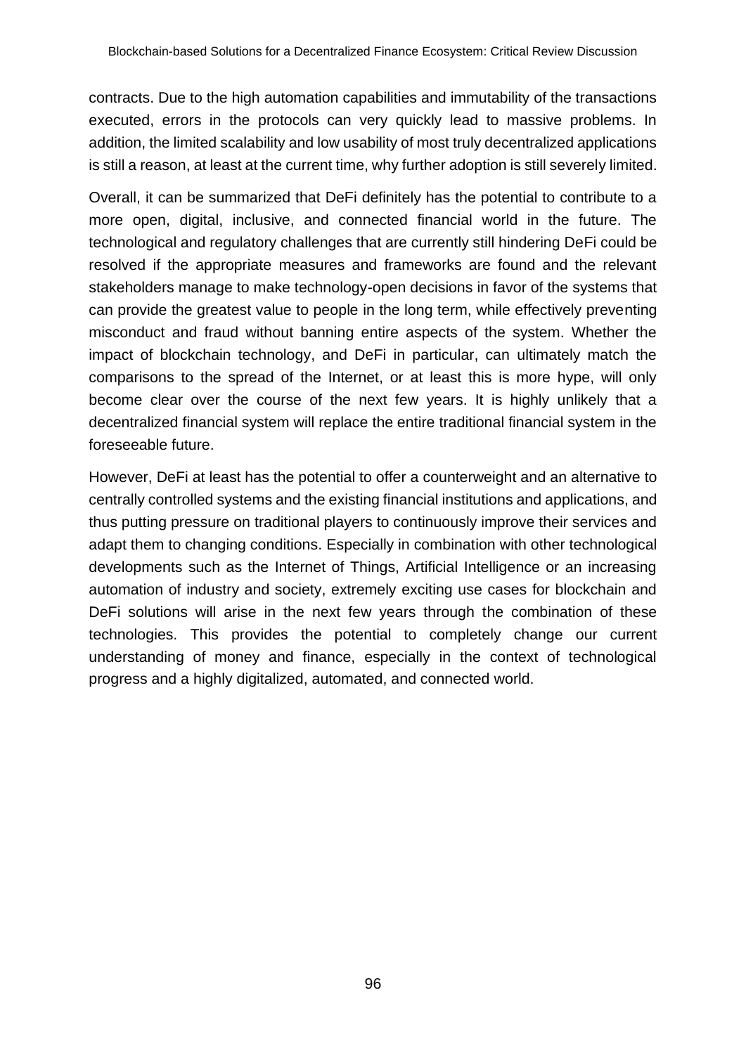contracts. Due to the high automation capabilities and immutability of the transactions executed, errors in the protocols can very quickly lead to massive problems. In addition, the limited scalability and low usability of most truly decentralized applications is still a reason, at least at the current time, why further adoption is still severely limited.

Overall, it can be summarized that DeFi definitely has the potential to contribute to a more open, digital, inclusive, and connected financial world in the future. The technological and regulatory challenges that are currently still hindering DeFi could be resolved if the appropriate measures and frameworks are found and the relevant stakeholders manage to make technology-open decisions in favor of the systems that can provide the greatest value to people in the long term, while effectively preventing misconduct and fraud without banning entire aspects of the system. Whether the impact of blockchain technology, and DeFi in particular, can ultimately match the comparisons to the spread of the Internet, or at least this is more hype, will only become clear over the course of the next few years. It is highly unlikely that a decentralized financial system will replace the entire traditional financial system in the foreseeable future.

However, DeFi at least has the potential to offer a counterweight and an alternative to centrally controlled systems and the existing financial institutions and applications, and thus putting pressure on traditional players to continuously improve their services and adapt them to changing conditions. Especially in combination with other technological developments such as the Internet of Things, Artificial Intelligence or an increasing automation of industry and society, extremely exciting use cases for blockchain and DeFi solutions will arise in the next few years through the combination of these technologies. This provides the potential to completely change our current understanding of money and finance, especially in the context of technological progress and a highly digitalized, automated, and connected world.